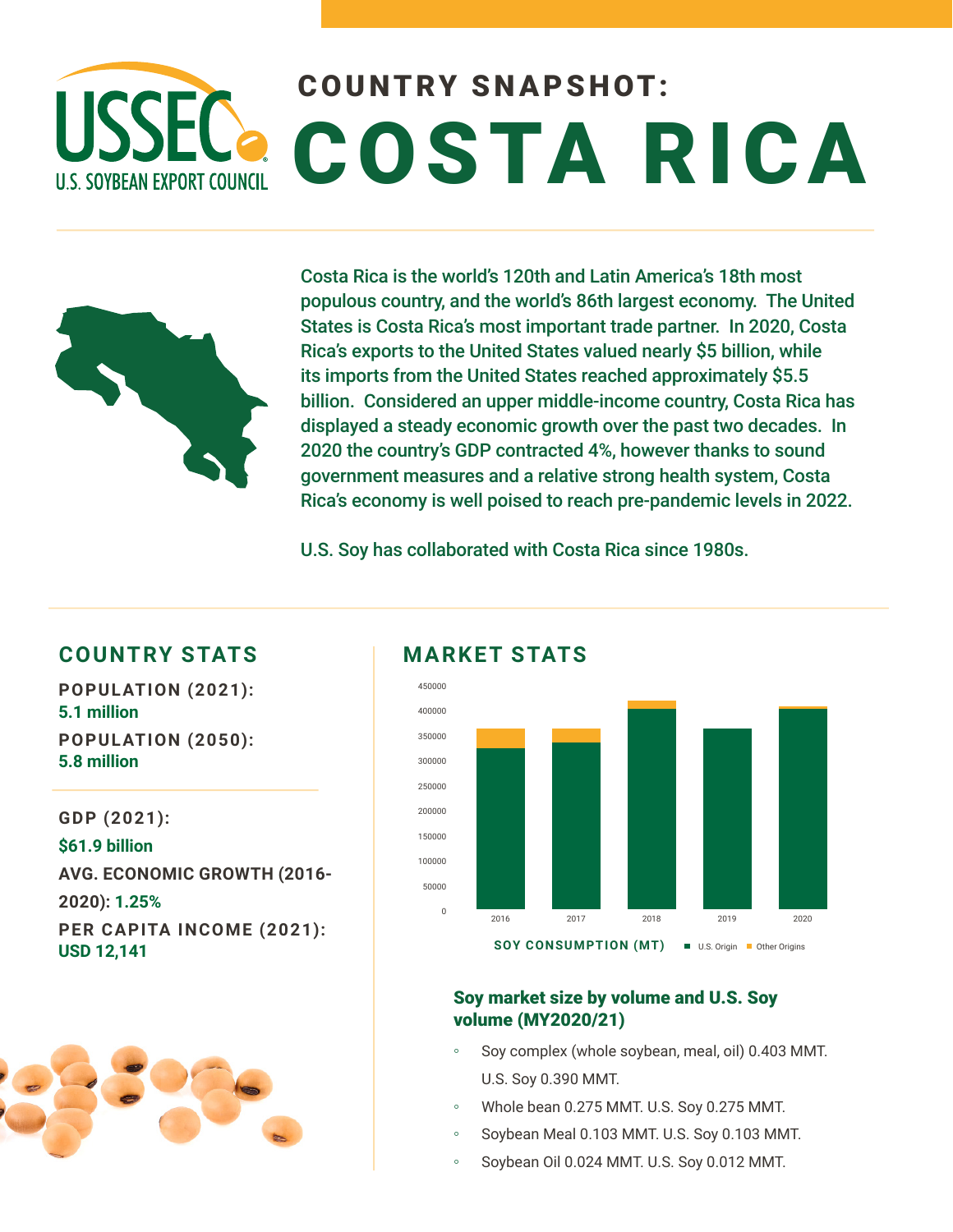# COUNTRY SNAPSHOT: COSTA RICA

USSEC U.S. SOYBEAN EXPORT COUNCIL

Costa Rica is the world's 120th and Latin America's 18th most populous country, and the world's 86th largest economy. The United States is Costa Rica's most important trade partner. In 2020, Costa Rica's exports to the United States valued nearly $5 billion, while its imports from the United States reached approximately $5.5 billion. Considered an upper middle-income country, Costa Rica has displayed a steady economic growth over the past two decades. In 2020 the country's GDP contracted 4%, however thanks to sound government measures and a relative strong health system, Costa Rica's economy is well poised to reach pre-pandemic levels in 2022.

U.S. Soy has collaborated with Costa Rica since 1980s.

## COUNTRY STATS

**POPULATION (2021):**
5.1 million

**POPULATION (2050):**
5.8 million

**GDP (2021):**
$61.9 billion

**AVG. ECONOMIC GROWTH (2016-2020):** 1.25%

**PER CAPITA INCOME (2021):**
USD 12,141

## MARKET STATS

**SOY CONSUMPTION (MT)** — U.S. Origin / Other Origins

### Soy market size by volume and U.S. Soy volume (MY2020/21)

- Soy complex (whole soybean, meal, oil) 0.403 MMT. U.S. Soy 0.390 MMT.
- Whole bean 0.275 MMT. U.S. Soy 0.275 MMT.
- Soybean Meal 0.103 MMT. U.S. Soy 0.103 MMT.
- Soybean Oil 0.024 MMT. U.S. Soy 0.012 MMT.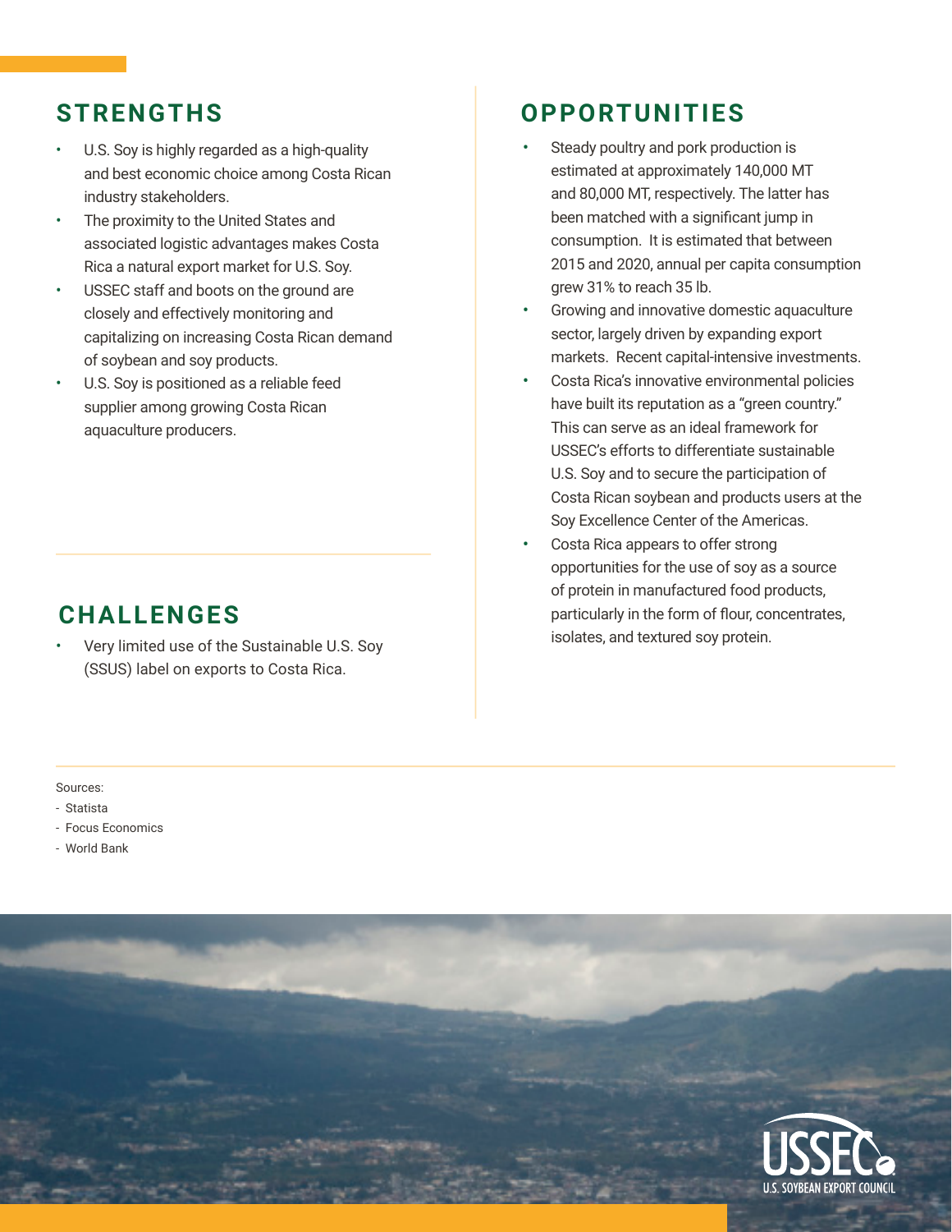## STRENGTHS

- U.S. Soy is highly regarded as a high-quality and best economic choice among Costa Rican industry stakeholders.
- The proximity to the United States and associated logistic advantages makes Costa Rica a natural export market for U.S. Soy.
- USSEC staff and boots on the ground are closely and effectively monitoring and capitalizing on increasing Costa Rican demand of soybean and soy products.
- U.S. Soy is positioned as a reliable feed supplier among growing Costa Rican aquaculture producers.

## CHALLENGES

- Very limited use of the Sustainable U.S. Soy (SSUS) label on exports to Costa Rica.

## OPPORTUNITIES

- Steady poultry and pork production is estimated at approximately 140,000 MT and 80,000 MT, respectively. The latter has been matched with a significant jump in consumption. It is estimated that between 2015 and 2020, annual per capita consumption grew 31% to reach 35 lb.
- Growing and innovative domestic aquaculture sector, largely driven by expanding export markets. Recent capital-intensive investments.
- Costa Rica's innovative environmental policies have built its reputation as a "green country." This can serve as an ideal framework for USSEC's efforts to differentiate sustainable U.S. Soy and to secure the participation of Costa Rican soybean and products users at the Soy Excellence Center of the Americas.
- Costa Rica appears to offer strong opportunities for the use of soy as a source of protein in manufactured food products, particularly in the form of flour, concentrates, isolates, and textured soy protein.

Sources:
- Statista
- Focus Economics
- World Bank

USSEC
U.S. SOYBEAN EXPORT COUNCIL